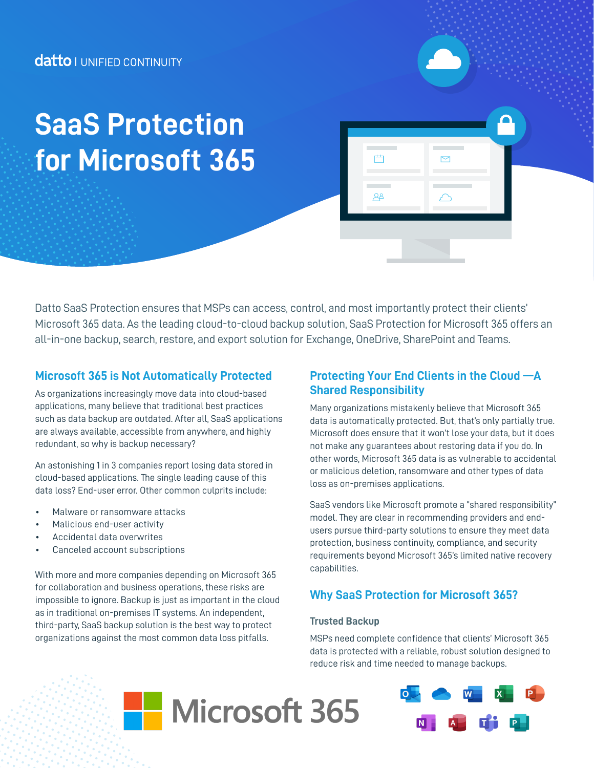datto | UNIFIED CONTINUITY

# SaaS Protection for Microsoft 365

Datto SaaS Protection ensures that MSPs can access, control, and most importantly protect their clients' Microsoft 365 data. As the leading cloud-to-cloud backup solution, SaaS Protection for Microsoft 365 offers an all-in-one backup, search, restore, and export solution for Exchange, OneDrive, SharePoint and Teams.

## Microsoft 365 is Not Automatically Protected

As organizations increasingly move data into cloud-based applications, many believe that traditional best practices such as data backup are outdated. After all, SaaS applications are always available, accessible from anywhere, and highly redundant, so why is backup necessary?

An astonishing 1 in 3 companies report losing data stored in cloud-based applications. The single leading cause of this data loss? End-user error. Other common culprits include:

- Malware or ransomware attacks
- Malicious end-user activity
- Accidental data overwrites
- Canceled account subscriptions

With more and more companies depending on Microsoft 365 for collaboration and business operations, these risks are impossible to ignore. Backup is just as important in the cloud as in traditional on-premises IT systems. An independent, third-party, SaaS backup solution is the best way to protect organizations against the most common data loss pitfalls.

## Protecting Your End Clients in the Cloud —A Shared Responsibility

Many organizations mistakenly believe that Microsoft 365 data is automatically protected. But, that's only partially true. Microsoft does ensure that it won't lose your data, but it does not make any guarantees about restoring data if you do. In other words, Microsoft 365 data is as vulnerable to accidental or malicious deletion, ransomware and other types of data loss as on-premises applications.

SaaS vendors like Microsoft promote a "shared responsibility" model. They are clear in recommending providers and end-users pursue third-party solutions to ensure they meet data protection, business continuity, compliance, and security requirements beyond Microsoft 365's limited native recovery capabilities.

## Why SaaS Protection for Microsoft 365?

### Trusted Backup

MSPs need complete confidence that clients' Microsoft 365 data is protected with a reliable, robust solution designed to reduce risk and time needed to manage backups.

Microsoft 365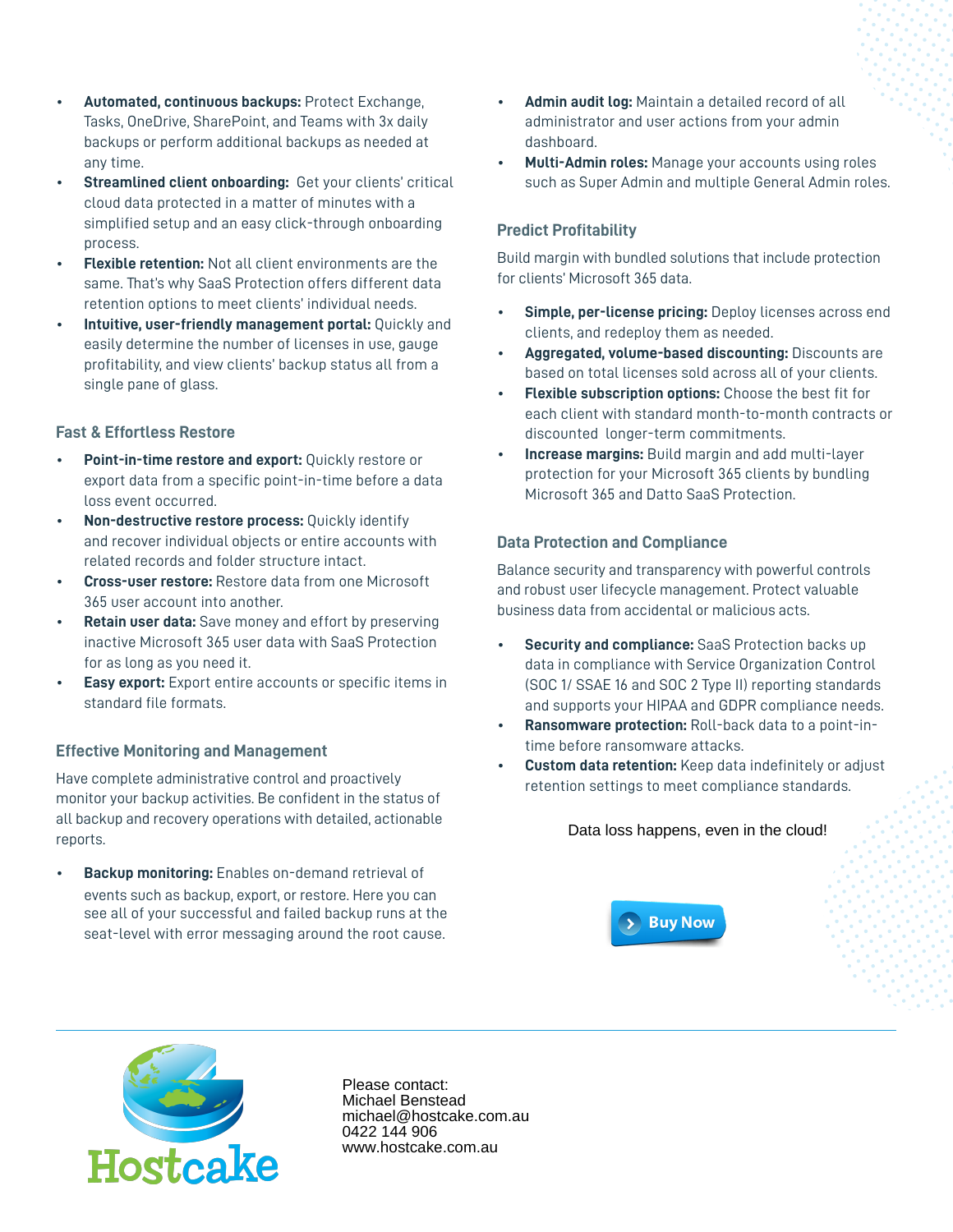- **Automated, continuous backups:** Protect Exchange, Tasks, OneDrive, SharePoint, and Teams with 3x daily backups or perform additional backups as needed at any time.
- **Streamlined client onboarding:** Get your clients' critical cloud data protected in a matter of minutes with a simplified setup and an easy click-through onboarding process.
- **Flexible retention:** Not all client environments are the same. That's why SaaS Protection offers different data retention options to meet clients' individual needs.
- **Intuitive, user-friendly management portal:** Quickly and easily determine the number of licenses in use, gauge profitability, and view clients' backup status all from a single pane of glass.

### Fast & Effortless Restore

- **Point-in-time restore and export:** Quickly restore or export data from a specific point-in-time before a data loss event occurred.
- **Non-destructive restore process:** Quickly identify and recover individual objects or entire accounts with related records and folder structure intact.
- **Cross-user restore:** Restore data from one Microsoft 365 user account into another.
- **Retain user data:** Save money and effort by preserving inactive Microsoft 365 user data with SaaS Protection for as long as you need it.
- **Easy export:** Export entire accounts or specific items in standard file formats.

### Effective Monitoring and Management

Have complete administrative control and proactively monitor your backup activities. Be confident in the status of all backup and recovery operations with detailed, actionable reports.

- **Backup monitoring:** Enables on-demand retrieval of events such as backup, export, or restore. Here you can see all of your successful and failed backup runs at the seat-level with error messaging around the root cause.
- **Admin audit log:** Maintain a detailed record of all administrator and user actions from your admin dashboard.
- **Multi-Admin roles:** Manage your accounts using roles such as Super Admin and multiple General Admin roles.

### Predict Profitability

Build margin with bundled solutions that include protection for clients' Microsoft 365 data.

- **Simple, per-license pricing:** Deploy licenses across end clients, and redeploy them as needed.
- **Aggregated, volume-based discounting:** Discounts are based on total licenses sold across all of your clients.
- **Flexible subscription options:** Choose the best fit for each client with standard month-to-month contracts or discounted longer-term commitments.
- **Increase margins:** Build margin and add multi-layer protection for your Microsoft 365 clients by bundling Microsoft 365 and Datto SaaS Protection.

### Data Protection and Compliance

Balance security and transparency with powerful controls and robust user lifecycle management. Protect valuable business data from accidental or malicious acts.

- **Security and compliance:** SaaS Protection backs up data in compliance with Service Organization Control (SOC 1/ SSAE 16 and SOC 2 Type II) reporting standards and supports your HIPAA and GDPR compliance needs.
- **Ransomware protection:** Roll-back data to a point-in-time before ransomware attacks.
- **Custom data retention:** Keep data indefinitely or adjust retention settings to meet compliance standards.

Data loss happens, even in the cloud!

Buy Now

Hostcake

Please contact:
Michael Benstead
michael@hostcake.com.au
0422 144 906
www.hostcake.com.au